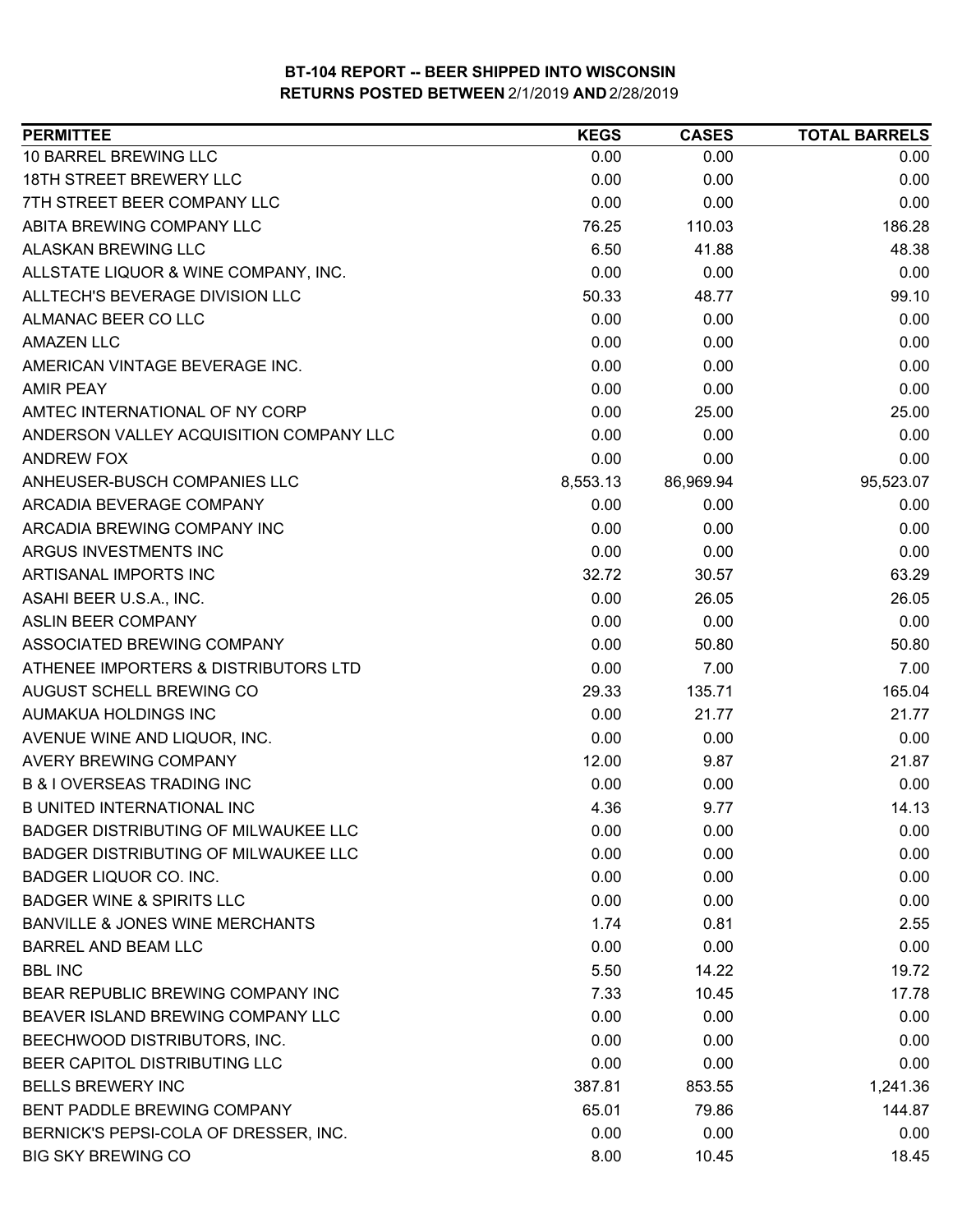# BT-104 REPORT -- BEER SHIPPED INTO WISCONSIN
## RETURNS POSTED BETWEEN 2/1/2019 AND 2/28/2019

| PERMITTEE | KEGS | CASES | TOTAL BARRELS |
|---|---|---|---|
| 10 BARREL BREWING LLC | 0.00 | 0.00 | 0.00 |
| 18TH STREET BREWERY LLC | 0.00 | 0.00 | 0.00 |
| 7TH STREET BEER COMPANY LLC | 0.00 | 0.00 | 0.00 |
| ABITA BREWING COMPANY LLC | 76.25 | 110.03 | 186.28 |
| ALASKAN BREWING LLC | 6.50 | 41.88 | 48.38 |
| ALLSTATE LIQUOR & WINE COMPANY, INC. | 0.00 | 0.00 | 0.00 |
| ALLTECH'S BEVERAGE DIVISION LLC | 50.33 | 48.77 | 99.10 |
| ALMANAC BEER CO LLC | 0.00 | 0.00 | 0.00 |
| AMAZEN LLC | 0.00 | 0.00 | 0.00 |
| AMERICAN VINTAGE BEVERAGE INC. | 0.00 | 0.00 | 0.00 |
| AMIR PEAY | 0.00 | 0.00 | 0.00 |
| AMTEC INTERNATIONAL OF NY CORP | 0.00 | 25.00 | 25.00 |
| ANDERSON VALLEY ACQUISITION COMPANY LLC | 0.00 | 0.00 | 0.00 |
| ANDREW FOX | 0.00 | 0.00 | 0.00 |
| ANHEUSER-BUSCH COMPANIES LLC | 8,553.13 | 86,969.94 | 95,523.07 |
| ARCADIA BEVERAGE COMPANY | 0.00 | 0.00 | 0.00 |
| ARCADIA BREWING COMPANY INC | 0.00 | 0.00 | 0.00 |
| ARGUS INVESTMENTS INC | 0.00 | 0.00 | 0.00 |
| ARTISANAL IMPORTS INC | 32.72 | 30.57 | 63.29 |
| ASAHI BEER U.S.A., INC. | 0.00 | 26.05 | 26.05 |
| ASLIN BEER COMPANY | 0.00 | 0.00 | 0.00 |
| ASSOCIATED BREWING COMPANY | 0.00 | 50.80 | 50.80 |
| ATHENEE IMPORTERS & DISTRIBUTORS LTD | 0.00 | 7.00 | 7.00 |
| AUGUST SCHELL BREWING CO | 29.33 | 135.71 | 165.04 |
| AUMAKUA HOLDINGS INC | 0.00 | 21.77 | 21.77 |
| AVENUE WINE AND LIQUOR, INC. | 0.00 | 0.00 | 0.00 |
| AVERY BREWING COMPANY | 12.00 | 9.87 | 21.87 |
| B & I OVERSEAS TRADING INC | 0.00 | 0.00 | 0.00 |
| B UNITED INTERNATIONAL INC | 4.36 | 9.77 | 14.13 |
| BADGER DISTRIBUTING OF MILWAUKEE LLC | 0.00 | 0.00 | 0.00 |
| BADGER DISTRIBUTING OF MILWAUKEE LLC | 0.00 | 0.00 | 0.00 |
| BADGER LIQUOR CO. INC. | 0.00 | 0.00 | 0.00 |
| BADGER WINE & SPIRITS LLC | 0.00 | 0.00 | 0.00 |
| BANVILLE & JONES WINE MERCHANTS | 1.74 | 0.81 | 2.55 |
| BARREL AND BEAM LLC | 0.00 | 0.00 | 0.00 |
| BBL INC | 5.50 | 14.22 | 19.72 |
| BEAR REPUBLIC BREWING COMPANY INC | 7.33 | 10.45 | 17.78 |
| BEAVER ISLAND BREWING COMPANY LLC | 0.00 | 0.00 | 0.00 |
| BEECHWOOD DISTRIBUTORS, INC. | 0.00 | 0.00 | 0.00 |
| BEER CAPITOL DISTRIBUTING LLC | 0.00 | 0.00 | 0.00 |
| BELLS BREWERY INC | 387.81 | 853.55 | 1,241.36 |
| BENT PADDLE BREWING COMPANY | 65.01 | 79.86 | 144.87 |
| BERNICK'S PEPSI-COLA OF DRESSER, INC. | 0.00 | 0.00 | 0.00 |
| BIG SKY BREWING CO | 8.00 | 10.45 | 18.45 |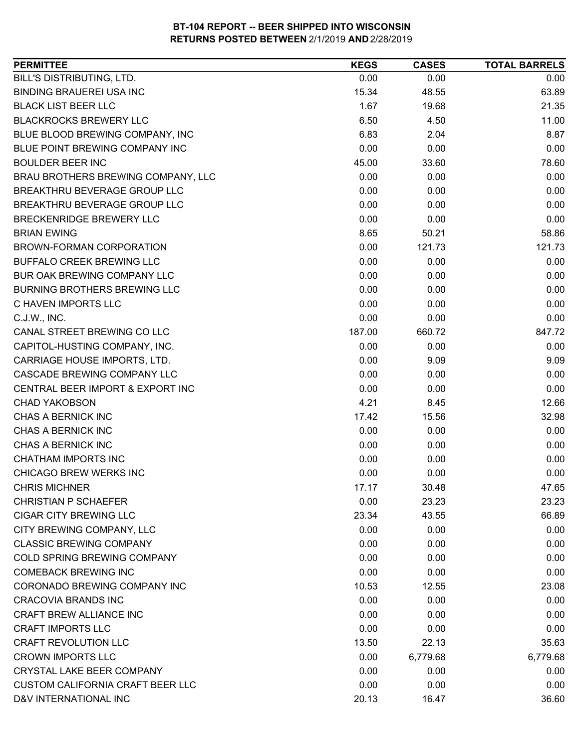**BT-104 REPORT -- BEER SHIPPED INTO WISCONSIN**
**RETURNS POSTED BETWEEN** 2/1/2019 **AND** 2/28/2019

| PERMITTEE | KEGS | CASES | TOTAL BARRELS |
|---|---|---|---|
| BILL'S DISTRIBUTING, LTD. | 0.00 | 0.00 | 0.00 |
| BINDING BRAUEREI USA INC | 15.34 | 48.55 | 63.89 |
| BLACK LIST BEER LLC | 1.67 | 19.68 | 21.35 |
| BLACKROCKS BREWERY LLC | 6.50 | 4.50 | 11.00 |
| BLUE BLOOD BREWING COMPANY, INC | 6.83 | 2.04 | 8.87 |
| BLUE POINT BREWING COMPANY INC | 0.00 | 0.00 | 0.00 |
| BOULDER BEER INC | 45.00 | 33.60 | 78.60 |
| BRAU BROTHERS BREWING COMPANY, LLC | 0.00 | 0.00 | 0.00 |
| BREAKTHRU BEVERAGE GROUP LLC | 0.00 | 0.00 | 0.00 |
| BREAKTHRU BEVERAGE GROUP LLC | 0.00 | 0.00 | 0.00 |
| BRECKENRIDGE BREWERY LLC | 0.00 | 0.00 | 0.00 |
| BRIAN EWING | 8.65 | 50.21 | 58.86 |
| BROWN-FORMAN CORPORATION | 0.00 | 121.73 | 121.73 |
| BUFFALO CREEK BREWING LLC | 0.00 | 0.00 | 0.00 |
| BUR OAK BREWING COMPANY LLC | 0.00 | 0.00 | 0.00 |
| BURNING BROTHERS BREWING LLC | 0.00 | 0.00 | 0.00 |
| C HAVEN IMPORTS LLC | 0.00 | 0.00 | 0.00 |
| C.J.W., INC. | 0.00 | 0.00 | 0.00 |
| CANAL STREET BREWING CO LLC | 187.00 | 660.72 | 847.72 |
| CAPITOL-HUSTING COMPANY, INC. | 0.00 | 0.00 | 0.00 |
| CARRIAGE HOUSE IMPORTS, LTD. | 0.00 | 9.09 | 9.09 |
| CASCADE BREWING COMPANY LLC | 0.00 | 0.00 | 0.00 |
| CENTRAL BEER IMPORT & EXPORT INC | 0.00 | 0.00 | 0.00 |
| CHAD YAKOBSON | 4.21 | 8.45 | 12.66 |
| CHAS A BERNICK INC | 17.42 | 15.56 | 32.98 |
| CHAS A BERNICK INC | 0.00 | 0.00 | 0.00 |
| CHAS A BERNICK INC | 0.00 | 0.00 | 0.00 |
| CHATHAM IMPORTS INC | 0.00 | 0.00 | 0.00 |
| CHICAGO BREW WERKS INC | 0.00 | 0.00 | 0.00 |
| CHRIS MICHNER | 17.17 | 30.48 | 47.65 |
| CHRISTIAN P SCHAEFER | 0.00 | 23.23 | 23.23 |
| CIGAR CITY BREWING LLC | 23.34 | 43.55 | 66.89 |
| CITY BREWING COMPANY, LLC | 0.00 | 0.00 | 0.00 |
| CLASSIC BREWING COMPANY | 0.00 | 0.00 | 0.00 |
| COLD SPRING BREWING COMPANY | 0.00 | 0.00 | 0.00 |
| COMEBACK BREWING INC | 0.00 | 0.00 | 0.00 |
| CORONADO BREWING COMPANY INC | 10.53 | 12.55 | 23.08 |
| CRACOVIA BRANDS INC | 0.00 | 0.00 | 0.00 |
| CRAFT BREW ALLIANCE INC | 0.00 | 0.00 | 0.00 |
| CRAFT IMPORTS LLC | 0.00 | 0.00 | 0.00 |
| CRAFT REVOLUTION LLC | 13.50 | 22.13 | 35.63 |
| CROWN IMPORTS LLC | 0.00 | 6,779.68 | 6,779.68 |
| CRYSTAL LAKE BEER COMPANY | 0.00 | 0.00 | 0.00 |
| CUSTOM CALIFORNIA CRAFT BEER LLC | 0.00 | 0.00 | 0.00 |
| D&V INTERNATIONAL INC | 20.13 | 16.47 | 36.60 |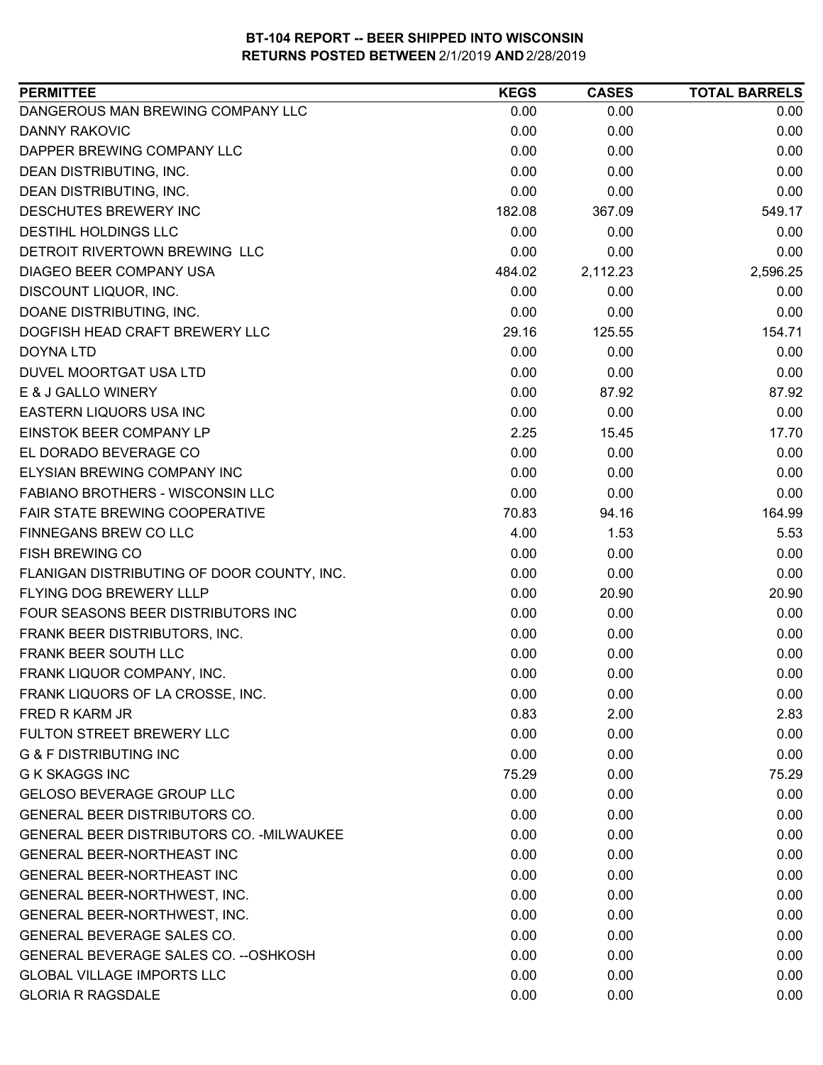# BT-104 REPORT -- BEER SHIPPED INTO WISCONSIN
## RETURNS POSTED BETWEEN 2/1/2019 AND 2/28/2019

| PERMITTEE | KEGS | CASES | TOTAL BARRELS |
|---|---|---|---|
| DANGEROUS MAN BREWING COMPANY LLC | 0.00 | 0.00 | 0.00 |
| DANNY RAKOVIC | 0.00 | 0.00 | 0.00 |
| DAPPER BREWING COMPANY LLC | 0.00 | 0.00 | 0.00 |
| DEAN DISTRIBUTING, INC. | 0.00 | 0.00 | 0.00 |
| DEAN DISTRIBUTING, INC. | 0.00 | 0.00 | 0.00 |
| DESCHUTES BREWERY INC | 182.08 | 367.09 | 549.17 |
| DESTIHL HOLDINGS LLC | 0.00 | 0.00 | 0.00 |
| DETROIT RIVERTOWN BREWING LLC | 0.00 | 0.00 | 0.00 |
| DIAGEO BEER COMPANY USA | 484.02 | 2,112.23 | 2,596.25 |
| DISCOUNT LIQUOR, INC. | 0.00 | 0.00 | 0.00 |
| DOANE DISTRIBUTING, INC. | 0.00 | 0.00 | 0.00 |
| DOGFISH HEAD CRAFT BREWERY LLC | 29.16 | 125.55 | 154.71 |
| DOYNA LTD | 0.00 | 0.00 | 0.00 |
| DUVEL MOORTGAT USA LTD | 0.00 | 0.00 | 0.00 |
| E & J GALLO WINERY | 0.00 | 87.92 | 87.92 |
| EASTERN LIQUORS USA INC | 0.00 | 0.00 | 0.00 |
| EINSTOK BEER COMPANY LP | 2.25 | 15.45 | 17.70 |
| EL DORADO BEVERAGE CO | 0.00 | 0.00 | 0.00 |
| ELYSIAN BREWING COMPANY INC | 0.00 | 0.00 | 0.00 |
| FABIANO BROTHERS - WISCONSIN LLC | 0.00 | 0.00 | 0.00 |
| FAIR STATE BREWING COOPERATIVE | 70.83 | 94.16 | 164.99 |
| FINNEGANS BREW CO LLC | 4.00 | 1.53 | 5.53 |
| FISH BREWING CO | 0.00 | 0.00 | 0.00 |
| FLANIGAN DISTRIBUTING OF DOOR COUNTY, INC. | 0.00 | 0.00 | 0.00 |
| FLYING DOG BREWERY LLLP | 0.00 | 20.90 | 20.90 |
| FOUR SEASONS BEER DISTRIBUTORS INC | 0.00 | 0.00 | 0.00 |
| FRANK BEER DISTRIBUTORS, INC. | 0.00 | 0.00 | 0.00 |
| FRANK BEER SOUTH LLC | 0.00 | 0.00 | 0.00 |
| FRANK LIQUOR COMPANY, INC. | 0.00 | 0.00 | 0.00 |
| FRANK LIQUORS OF LA CROSSE, INC. | 0.00 | 0.00 | 0.00 |
| FRED R KARM JR | 0.83 | 2.00 | 2.83 |
| FULTON STREET BREWERY LLC | 0.00 | 0.00 | 0.00 |
| G & F DISTRIBUTING INC | 0.00 | 0.00 | 0.00 |
| G K SKAGGS INC | 75.29 | 0.00 | 75.29 |
| GELOSO BEVERAGE GROUP LLC | 0.00 | 0.00 | 0.00 |
| GENERAL BEER DISTRIBUTORS CO. | 0.00 | 0.00 | 0.00 |
| GENERAL BEER DISTRIBUTORS CO. -MILWAUKEE | 0.00 | 0.00 | 0.00 |
| GENERAL BEER-NORTHEAST INC | 0.00 | 0.00 | 0.00 |
| GENERAL BEER-NORTHEAST INC | 0.00 | 0.00 | 0.00 |
| GENERAL BEER-NORTHWEST, INC. | 0.00 | 0.00 | 0.00 |
| GENERAL BEER-NORTHWEST, INC. | 0.00 | 0.00 | 0.00 |
| GENERAL BEVERAGE SALES CO. | 0.00 | 0.00 | 0.00 |
| GENERAL BEVERAGE SALES CO. --OSHKOSH | 0.00 | 0.00 | 0.00 |
| GLOBAL VILLAGE IMPORTS LLC | 0.00 | 0.00 | 0.00 |
| GLORIA R RAGSDALE | 0.00 | 0.00 | 0.00 |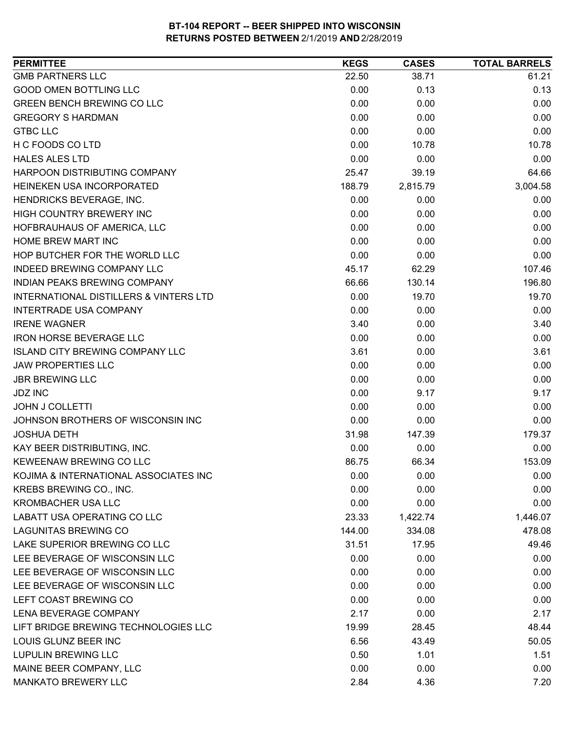# BT-104 REPORT -- BEER SHIPPED INTO WISCONSIN

## RETURNS POSTED BETWEEN 2/1/2019 AND 2/28/2019

| PERMITTEE | KEGS | CASES | TOTAL BARRELS |
|---|---|---|---|
| GMB PARTNERS LLC | 22.50 | 38.71 | 61.21 |
| GOOD OMEN BOTTLING LLC | 0.00 | 0.13 | 0.13 |
| GREEN BENCH BREWING CO LLC | 0.00 | 0.00 | 0.00 |
| GREGORY S HARDMAN | 0.00 | 0.00 | 0.00 |
| GTBC LLC | 0.00 | 0.00 | 0.00 |
| H C FOODS CO LTD | 0.00 | 10.78 | 10.78 |
| HALES ALES LTD | 0.00 | 0.00 | 0.00 |
| HARPOON DISTRIBUTING COMPANY | 25.47 | 39.19 | 64.66 |
| HEINEKEN USA INCORPORATED | 188.79 | 2,815.79 | 3,004.58 |
| HENDRICKS BEVERAGE, INC. | 0.00 | 0.00 | 0.00 |
| HIGH COUNTRY BREWERY INC | 0.00 | 0.00 | 0.00 |
| HOFBRAUHAUS OF AMERICA, LLC | 0.00 | 0.00 | 0.00 |
| HOME BREW MART INC | 0.00 | 0.00 | 0.00 |
| HOP BUTCHER FOR THE WORLD LLC | 0.00 | 0.00 | 0.00 |
| INDEED BREWING COMPANY LLC | 45.17 | 62.29 | 107.46 |
| INDIAN PEAKS BREWING COMPANY | 66.66 | 130.14 | 196.80 |
| INTERNATIONAL DISTILLERS & VINTERS LTD | 0.00 | 19.70 | 19.70 |
| INTERTRADE USA COMPANY | 0.00 | 0.00 | 0.00 |
| IRENE WAGNER | 3.40 | 0.00 | 3.40 |
| IRON HORSE BEVERAGE LLC | 0.00 | 0.00 | 0.00 |
| ISLAND CITY BREWING COMPANY LLC | 3.61 | 0.00 | 3.61 |
| JAW PROPERTIES LLC | 0.00 | 0.00 | 0.00 |
| JBR BREWING LLC | 0.00 | 0.00 | 0.00 |
| JDZ INC | 0.00 | 9.17 | 9.17 |
| JOHN J COLLETTI | 0.00 | 0.00 | 0.00 |
| JOHNSON BROTHERS OF WISCONSIN INC | 0.00 | 0.00 | 0.00 |
| JOSHUA DETH | 31.98 | 147.39 | 179.37 |
| KAY BEER DISTRIBUTING, INC. | 0.00 | 0.00 | 0.00 |
| KEWEENAW BREWING CO LLC | 86.75 | 66.34 | 153.09 |
| KOJIMA & INTERNATIONAL ASSOCIATES INC | 0.00 | 0.00 | 0.00 |
| KREBS BREWING CO., INC. | 0.00 | 0.00 | 0.00 |
| KROMBACHER USA LLC | 0.00 | 0.00 | 0.00 |
| LABATT USA OPERATING CO LLC | 23.33 | 1,422.74 | 1,446.07 |
| LAGUNITAS BREWING CO | 144.00 | 334.08 | 478.08 |
| LAKE SUPERIOR BREWING CO LLC | 31.51 | 17.95 | 49.46 |
| LEE BEVERAGE OF WISCONSIN LLC | 0.00 | 0.00 | 0.00 |
| LEE BEVERAGE OF WISCONSIN LLC | 0.00 | 0.00 | 0.00 |
| LEE BEVERAGE OF WISCONSIN LLC | 0.00 | 0.00 | 0.00 |
| LEFT COAST BREWING CO | 0.00 | 0.00 | 0.00 |
| LENA BEVERAGE COMPANY | 2.17 | 0.00 | 2.17 |
| LIFT BRIDGE BREWING TECHNOLOGIES LLC | 19.99 | 28.45 | 48.44 |
| LOUIS GLUNZ BEER INC | 6.56 | 43.49 | 50.05 |
| LUPULIN BREWING LLC | 0.50 | 1.01 | 1.51 |
| MAINE BEER COMPANY, LLC | 0.00 | 0.00 | 0.00 |
| MANKATO BREWERY LLC | 2.84 | 4.36 | 7.20 |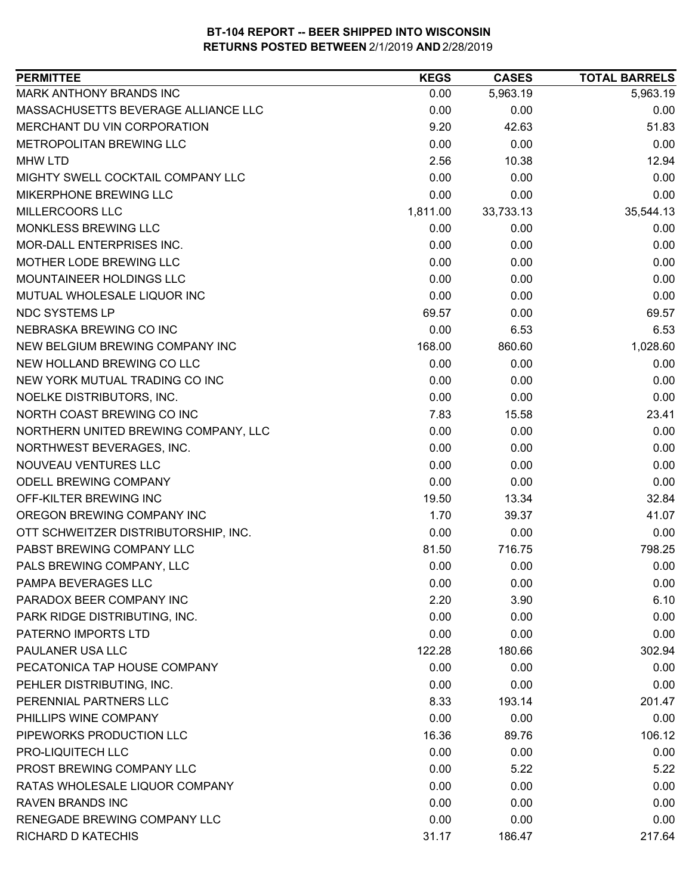# BT-104 REPORT -- BEER SHIPPED INTO WISCONSIN
## RETURNS POSTED BETWEEN 2/1/2019 AND 2/28/2019

| PERMITTEE | KEGS | CASES | TOTAL BARRELS |
|---|---|---|---|
| MARK ANTHONY BRANDS INC | 0.00 | 5,963.19 | 5,963.19 |
| MASSACHUSETTS BEVERAGE ALLIANCE LLC | 0.00 | 0.00 | 0.00 |
| MERCHANT DU VIN CORPORATION | 9.20 | 42.63 | 51.83 |
| METROPOLITAN BREWING LLC | 0.00 | 0.00 | 0.00 |
| MHW LTD | 2.56 | 10.38 | 12.94 |
| MIGHTY SWELL COCKTAIL COMPANY LLC | 0.00 | 0.00 | 0.00 |
| MIKERPHONE BREWING LLC | 0.00 | 0.00 | 0.00 |
| MILLERCOORS LLC | 1,811.00 | 33,733.13 | 35,544.13 |
| MONKLESS BREWING LLC | 0.00 | 0.00 | 0.00 |
| MOR-DALL ENTERPRISES INC. | 0.00 | 0.00 | 0.00 |
| MOTHER LODE BREWING LLC | 0.00 | 0.00 | 0.00 |
| MOUNTAINEER HOLDINGS LLC | 0.00 | 0.00 | 0.00 |
| MUTUAL WHOLESALE LIQUOR INC | 0.00 | 0.00 | 0.00 |
| NDC SYSTEMS LP | 69.57 | 0.00 | 69.57 |
| NEBRASKA BREWING CO INC | 0.00 | 6.53 | 6.53 |
| NEW BELGIUM BREWING COMPANY INC | 168.00 | 860.60 | 1,028.60 |
| NEW HOLLAND BREWING CO LLC | 0.00 | 0.00 | 0.00 |
| NEW YORK MUTUAL TRADING CO INC | 0.00 | 0.00 | 0.00 |
| NOELKE DISTRIBUTORS, INC. | 0.00 | 0.00 | 0.00 |
| NORTH COAST BREWING CO INC | 7.83 | 15.58 | 23.41 |
| NORTHERN UNITED BREWING COMPANY, LLC | 0.00 | 0.00 | 0.00 |
| NORTHWEST BEVERAGES, INC. | 0.00 | 0.00 | 0.00 |
| NOUVEAU VENTURES LLC | 0.00 | 0.00 | 0.00 |
| ODELL BREWING COMPANY | 0.00 | 0.00 | 0.00 |
| OFF-KILTER BREWING INC | 19.50 | 13.34 | 32.84 |
| OREGON BREWING COMPANY INC | 1.70 | 39.37 | 41.07 |
| OTT SCHWEITZER DISTRIBUTORSHIP, INC. | 0.00 | 0.00 | 0.00 |
| PABST BREWING COMPANY LLC | 81.50 | 716.75 | 798.25 |
| PALS BREWING COMPANY, LLC | 0.00 | 0.00 | 0.00 |
| PAMPA BEVERAGES LLC | 0.00 | 0.00 | 0.00 |
| PARADOX BEER COMPANY INC | 2.20 | 3.90 | 6.10 |
| PARK RIDGE DISTRIBUTING, INC. | 0.00 | 0.00 | 0.00 |
| PATERNO IMPORTS LTD | 0.00 | 0.00 | 0.00 |
| PAULANER USA LLC | 122.28 | 180.66 | 302.94 |
| PECATONICA TAP HOUSE COMPANY | 0.00 | 0.00 | 0.00 |
| PEHLER DISTRIBUTING, INC. | 0.00 | 0.00 | 0.00 |
| PERENNIAL PARTNERS LLC | 8.33 | 193.14 | 201.47 |
| PHILLIPS WINE COMPANY | 0.00 | 0.00 | 0.00 |
| PIPEWORKS PRODUCTION LLC | 16.36 | 89.76 | 106.12 |
| PRO-LIQUITECH LLC | 0.00 | 0.00 | 0.00 |
| PROST BREWING COMPANY LLC | 0.00 | 5.22 | 5.22 |
| RATAS WHOLESALE LIQUOR COMPANY | 0.00 | 0.00 | 0.00 |
| RAVEN BRANDS INC | 0.00 | 0.00 | 0.00 |
| RENEGADE BREWING COMPANY LLC | 0.00 | 0.00 | 0.00 |
| RICHARD D KATECHIS | 31.17 | 186.47 | 217.64 |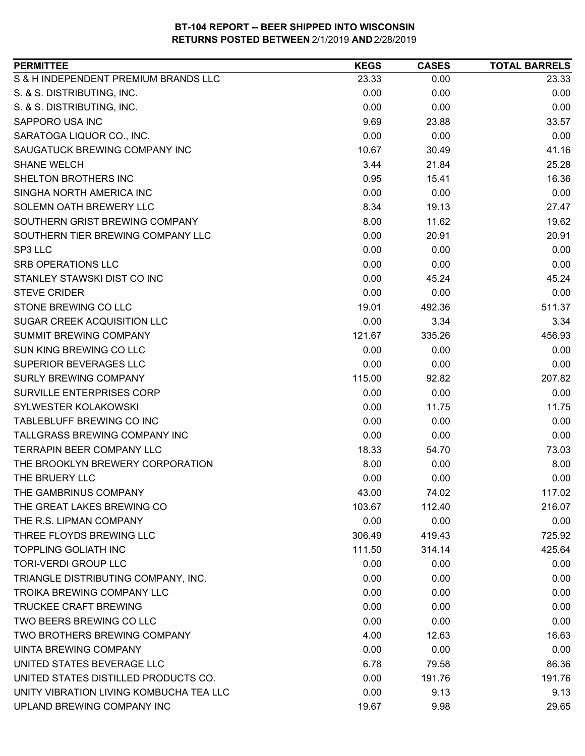# BT-104 REPORT -- BEER SHIPPED INTO WISCONSIN
## RETURNS POSTED BETWEEN 2/1/2019 AND 2/28/2019

| PERMITTEE | KEGS | CASES | TOTAL BARRELS |
|---|---|---|---|
| S & H INDEPENDENT PREMIUM BRANDS LLC | 23.33 | 0.00 | 23.33 |
| S. & S. DISTRIBUTING, INC. | 0.00 | 0.00 | 0.00 |
| S. & S. DISTRIBUTING, INC. | 0.00 | 0.00 | 0.00 |
| SAPPORO USA INC | 9.69 | 23.88 | 33.57 |
| SARATOGA LIQUOR CO., INC. | 0.00 | 0.00 | 0.00 |
| SAUGATUCK BREWING COMPANY INC | 10.67 | 30.49 | 41.16 |
| SHANE WELCH | 3.44 | 21.84 | 25.28 |
| SHELTON BROTHERS INC | 0.95 | 15.41 | 16.36 |
| SINGHA NORTH AMERICA INC | 0.00 | 0.00 | 0.00 |
| SOLEMN OATH BREWERY LLC | 8.34 | 19.13 | 27.47 |
| SOUTHERN GRIST BREWING COMPANY | 8.00 | 11.62 | 19.62 |
| SOUTHERN TIER BREWING COMPANY LLC | 0.00 | 20.91 | 20.91 |
| SP3 LLC | 0.00 | 0.00 | 0.00 |
| SRB OPERATIONS LLC | 0.00 | 0.00 | 0.00 |
| STANLEY STAWSKI DIST CO INC | 0.00 | 45.24 | 45.24 |
| STEVE CRIDER | 0.00 | 0.00 | 0.00 |
| STONE BREWING CO LLC | 19.01 | 492.36 | 511.37 |
| SUGAR CREEK ACQUISITION LLC | 0.00 | 3.34 | 3.34 |
| SUMMIT BREWING COMPANY | 121.67 | 335.26 | 456.93 |
| SUN KING BREWING CO LLC | 0.00 | 0.00 | 0.00 |
| SUPERIOR BEVERAGES LLC | 0.00 | 0.00 | 0.00 |
| SURLY BREWING COMPANY | 115.00 | 92.82 | 207.82 |
| SURVILLE ENTERPRISES CORP | 0.00 | 0.00 | 0.00 |
| SYLWESTER KOLAKOWSKI | 0.00 | 11.75 | 11.75 |
| TABLEBLUFF BREWING CO INC | 0.00 | 0.00 | 0.00 |
| TALLGRASS BREWING COMPANY INC | 0.00 | 0.00 | 0.00 |
| TERRAPIN BEER COMPANY LLC | 18.33 | 54.70 | 73.03 |
| THE BROOKLYN BREWERY CORPORATION | 8.00 | 0.00 | 8.00 |
| THE BRUERY LLC | 0.00 | 0.00 | 0.00 |
| THE GAMBRINUS COMPANY | 43.00 | 74.02 | 117.02 |
| THE GREAT LAKES BREWING CO | 103.67 | 112.40 | 216.07 |
| THE R.S. LIPMAN COMPANY | 0.00 | 0.00 | 0.00 |
| THREE FLOYDS BREWING LLC | 306.49 | 419.43 | 725.92 |
| TOPPLING GOLIATH INC | 111.50 | 314.14 | 425.64 |
| TORI-VERDI GROUP LLC | 0.00 | 0.00 | 0.00 |
| TRIANGLE DISTRIBUTING COMPANY, INC. | 0.00 | 0.00 | 0.00 |
| TROIKA BREWING COMPANY LLC | 0.00 | 0.00 | 0.00 |
| TRUCKEE CRAFT BREWING | 0.00 | 0.00 | 0.00 |
| TWO BEERS BREWING CO LLC | 0.00 | 0.00 | 0.00 |
| TWO BROTHERS BREWING COMPANY | 4.00 | 12.63 | 16.63 |
| UINTA BREWING COMPANY | 0.00 | 0.00 | 0.00 |
| UNITED STATES BEVERAGE LLC | 6.78 | 79.58 | 86.36 |
| UNITED STATES DISTILLED PRODUCTS CO. | 0.00 | 191.76 | 191.76 |
| UNITY VIBRATION LIVING KOMBUCHA TEA LLC | 0.00 | 9.13 | 9.13 |
| UPLAND BREWING COMPANY INC | 19.67 | 9.98 | 29.65 |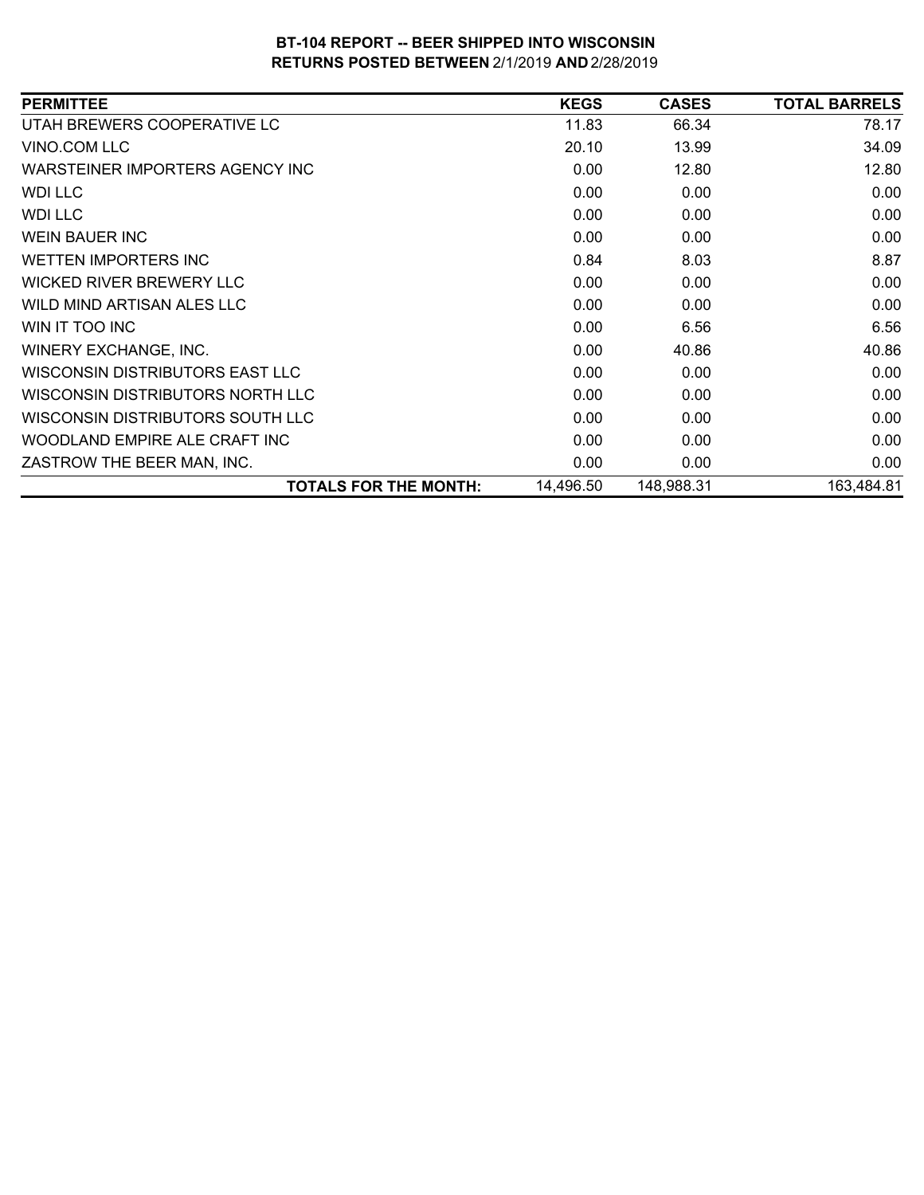**BT-104 REPORT -- BEER SHIPPED INTO WISCONSIN**
**RETURNS POSTED BETWEEN** 2/1/2019 **AND** 2/28/2019

| PERMITTEE | KEGS | CASES | TOTAL BARRELS |
|---|---|---|---|
| UTAH BREWERS COOPERATIVE LC | 11.83 | 66.34 | 78.17 |
| VINO.COM LLC | 20.10 | 13.99 | 34.09 |
| WARSTEINER IMPORTERS AGENCY INC | 0.00 | 12.80 | 12.80 |
| WDI LLC | 0.00 | 0.00 | 0.00 |
| WDI LLC | 0.00 | 0.00 | 0.00 |
| WEIN BAUER INC | 0.00 | 0.00 | 0.00 |
| WETTEN IMPORTERS INC | 0.84 | 8.03 | 8.87 |
| WICKED RIVER BREWERY LLC | 0.00 | 0.00 | 0.00 |
| WILD MIND ARTISAN ALES LLC | 0.00 | 0.00 | 0.00 |
| WIN IT TOO INC | 0.00 | 6.56 | 6.56 |
| WINERY EXCHANGE, INC. | 0.00 | 40.86 | 40.86 |
| WISCONSIN DISTRIBUTORS EAST LLC | 0.00 | 0.00 | 0.00 |
| WISCONSIN DISTRIBUTORS NORTH LLC | 0.00 | 0.00 | 0.00 |
| WISCONSIN DISTRIBUTORS SOUTH LLC | 0.00 | 0.00 | 0.00 |
| WOODLAND EMPIRE ALE CRAFT INC | 0.00 | 0.00 | 0.00 |
| ZASTROW THE BEER MAN, INC. | 0.00 | 0.00 | 0.00 |
| **TOTALS FOR THE MONTH:** | 14,496.50 | 148,988.31 | 163,484.81 |